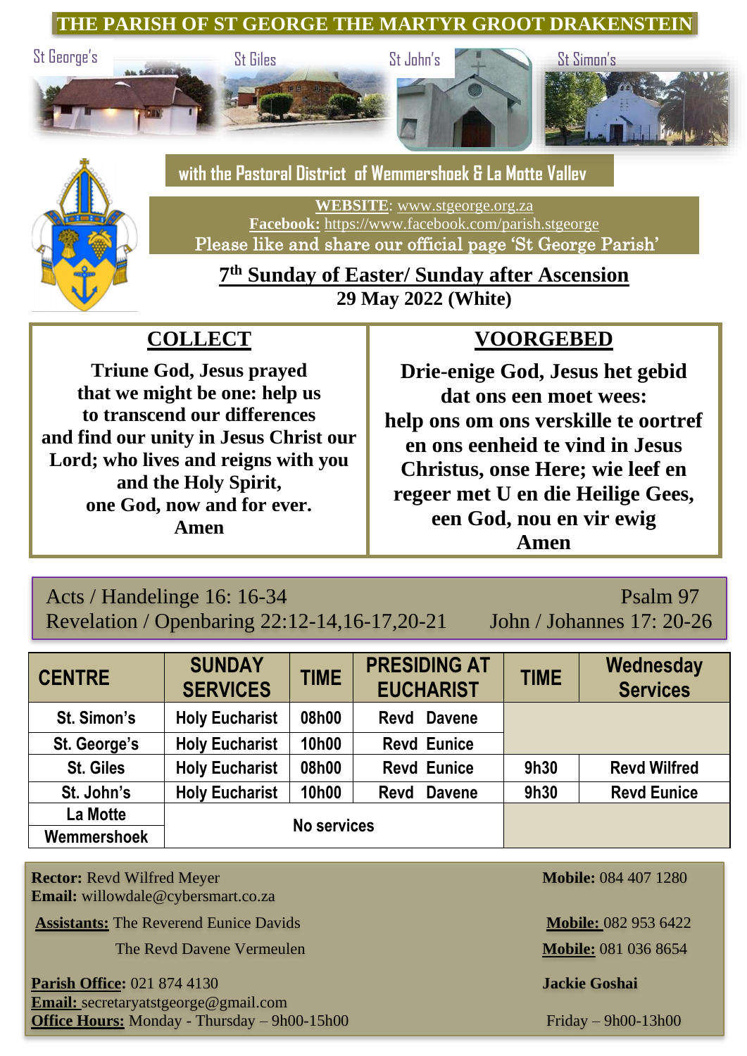# THE PARISH OF ST GEORGE THE MARTYR GROOT DRAKENSTEIN

St George's St Giles St John's St Simon's

## with the Pastoral District of Wemmershoek & La Motte Valley

**WEBSITE**: www.stgeorge.org.za
**Facebook:** https://www.facebook.com/parish.stgeorge
Please like and share our official page 'St George Parish'

## 7th Sunday of Easter/ Sunday after Ascension
**29 May 2022 (White)**

### COLLECT

**Triune God, Jesus prayed that we might be one: help us to transcend our differences and find our unity in Jesus Christ our Lord; who lives and reigns with you and the Holy Spirit, one God, now and for ever.
Amen**

### VOORGEBED

**Drie-enige God, Jesus het gebid dat ons een moet wees: help ons om ons verskille te oortref en ons eenheid te vind in Jesus Christus, onse Here; wie leef en regeer met U en die Heilige Gees, een God, nou en vir ewig
Amen**

Acts / Handelinge 16: 16-34
Revelation / Openbaring 22:12-14,16-17,20-21
Psalm 97
John / Johannes 17: 20-26

| CENTRE | SUNDAY SERVICES | TIME | PRESIDING AT EUCHARIST | TIME | Wednesday Services |
|---|---|---|---|---|---|
| St. Simon's | Holy Eucharist | 08h00 | Revd Davene | | |
| St. George's | Holy Eucharist | 10h00 | Revd Eunice | | |
| St. Giles | Holy Eucharist | 08h00 | Revd Eunice | 9h30 | Revd Wilfred |
| St. John's | Holy Eucharist | 10h00 | Revd Davene | 9h30 | Revd Eunice |
| La Motte | No services | | | | |
| Wemmershoek | | | | | |

**Rector:** Revd Wilfred Meyer **Mobile:** 084 407 1280
**Email:** willowdale@cybersmart.co.za

**Assistants:** The Reverend Eunice Davids **Mobile:** 082 953 6422
The Revd Davene Vermeulen **Mobile:** 081 036 8654

**Parish Office:** 021 874 4130 **Jackie Goshai**
**Email:** secretaryatstgeorge@gmail.com
**Office Hours:** Monday - Thursday – 9h00-15h00 Friday – 9h00-13h00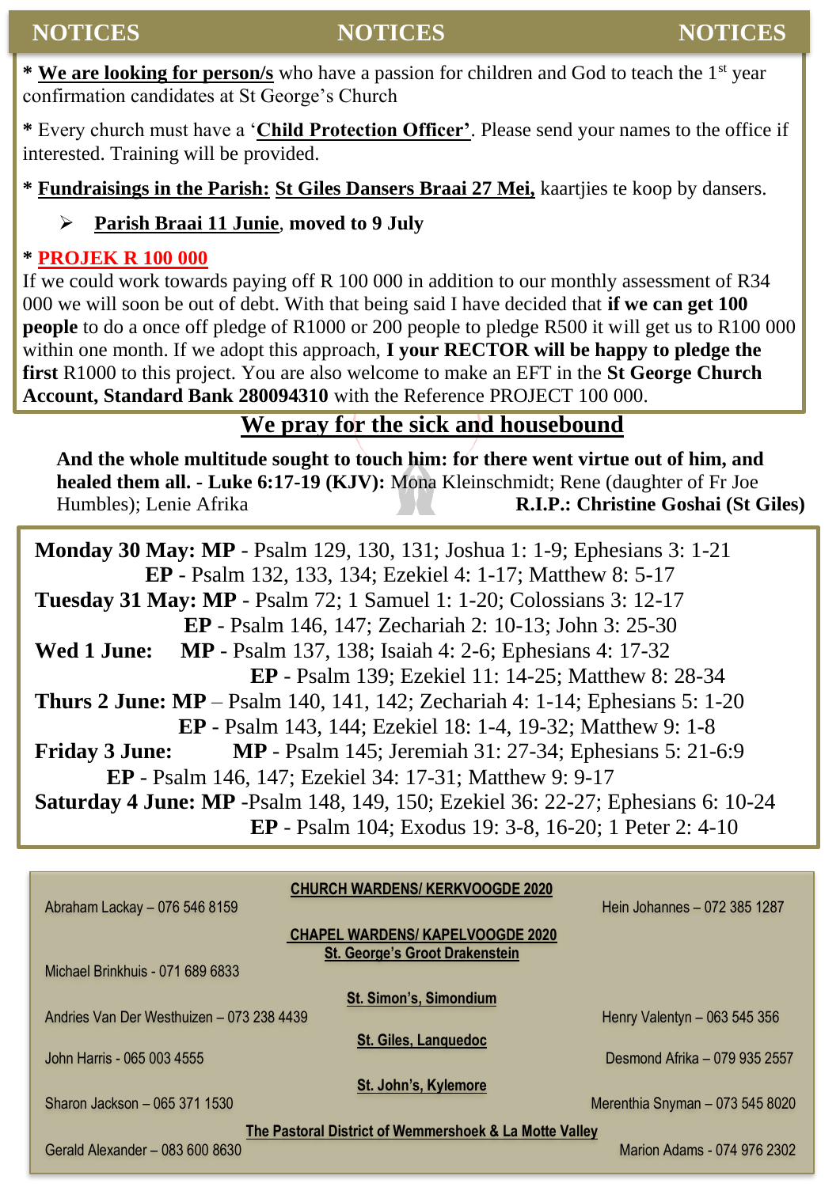## NOTICES NOTICES NOTICES

* **We are looking for person/s** who have a passion for children and God to teach the 1st year confirmation candidates at St George's Church

* Every church must have a '**Child Protection Officer'**. Please send your names to the office if interested. Training will be provided.

* **Fundraisings in the Parish: St Giles Dansers Braai 27 Mei,** kaartjies te koop by dansers.

- **Parish Braai 11 Junie**, **moved to 9 July**

* **PROJEK R 100 000**

If we could work towards paying off R 100 000 in addition to our monthly assessment of R34 000 we will soon be out of debt. With that being said I have decided that **if we can get 100 people** to do a once off pledge of R1000 or 200 people to pledge R500 it will get us to R100 000 within one month. If we adopt this approach, **I your RECTOR will be happy to pledge the first** R1000 to this project. You are also welcome to make an EFT in the **St George Church Account, Standard Bank 280094310** with the Reference PROJECT 100 000.

## We pray for the sick and housebound

**And the whole multitude sought to touch him: for there went virtue out of him, and healed them all. - Luke 6:17-19 (KJV):** Mona Kleinschmidt; Rene (daughter of Fr Joe Humbles); Lenie Afrika **R.I.P.: Christine Goshai (St Giles)**

**Monday 30 May: MP** - Psalm 129, 130, 131; Joshua 1: 1-9; Ephesians 3: 1-21
**EP** - Psalm 132, 133, 134; Ezekiel 4: 1-17; Matthew 8: 5-17

**Tuesday 31 May: MP** - Psalm 72; 1 Samuel 1: 1-20; Colossians 3: 12-17
**EP** - Psalm 146, 147; Zechariah 2: 10-13; John 3: 25-30

**Wed 1 June: MP** - Psalm 137, 138; Isaiah 4: 2-6; Ephesians 4: 17-32
**EP** - Psalm 139; Ezekiel 11: 14-25; Matthew 8: 28-34

**Thurs 2 June: MP** – Psalm 140, 141, 142; Zechariah 4: 1-14; Ephesians 5: 1-20
**EP** - Psalm 143, 144; Ezekiel 18: 1-4, 19-32; Matthew 9: 1-8

**Friday 3 June: MP** - Psalm 145; Jeremiah 31: 27-34; Ephesians 5: 21-6:9
**EP** - Psalm 146, 147; Ezekiel 34: 17-31; Matthew 9: 9-17

**Saturday 4 June: MP** -Psalm 148, 149, 150; Ezekiel 36: 22-27; Ephesians 6: 10-24
**EP** - Psalm 104; Exodus 19: 3-8, 16-20; 1 Peter 2: 4-10

**CHURCH WARDENS/ KERKVOOGDE 2020**

Abraham Lackay – 076 546 8159 Hein Johannes – 072 385 1287

**CHAPEL WARDENS/ KAPELVOOGDE 2020**

**St. George's Groot Drakenstein**

Michael Brinkhuis - 071 689 6833

**St. Simon's, Simondium**

Andries Van Der Westhuizen – 073 238 4439 Henry Valentyn – 063 545 356

**St. Giles, Languedoc**

John Harris - 065 003 4555 Desmond Afrika – 079 935 2557

**St. John's, Kylemore**

Sharon Jackson – 065 371 1530 Merenthia Snyman – 073 545 8020

**The Pastoral District of Wemmershoek & La Motte Valley**

Gerald Alexander – 083 600 8630 Marion Adams - 074 976 2302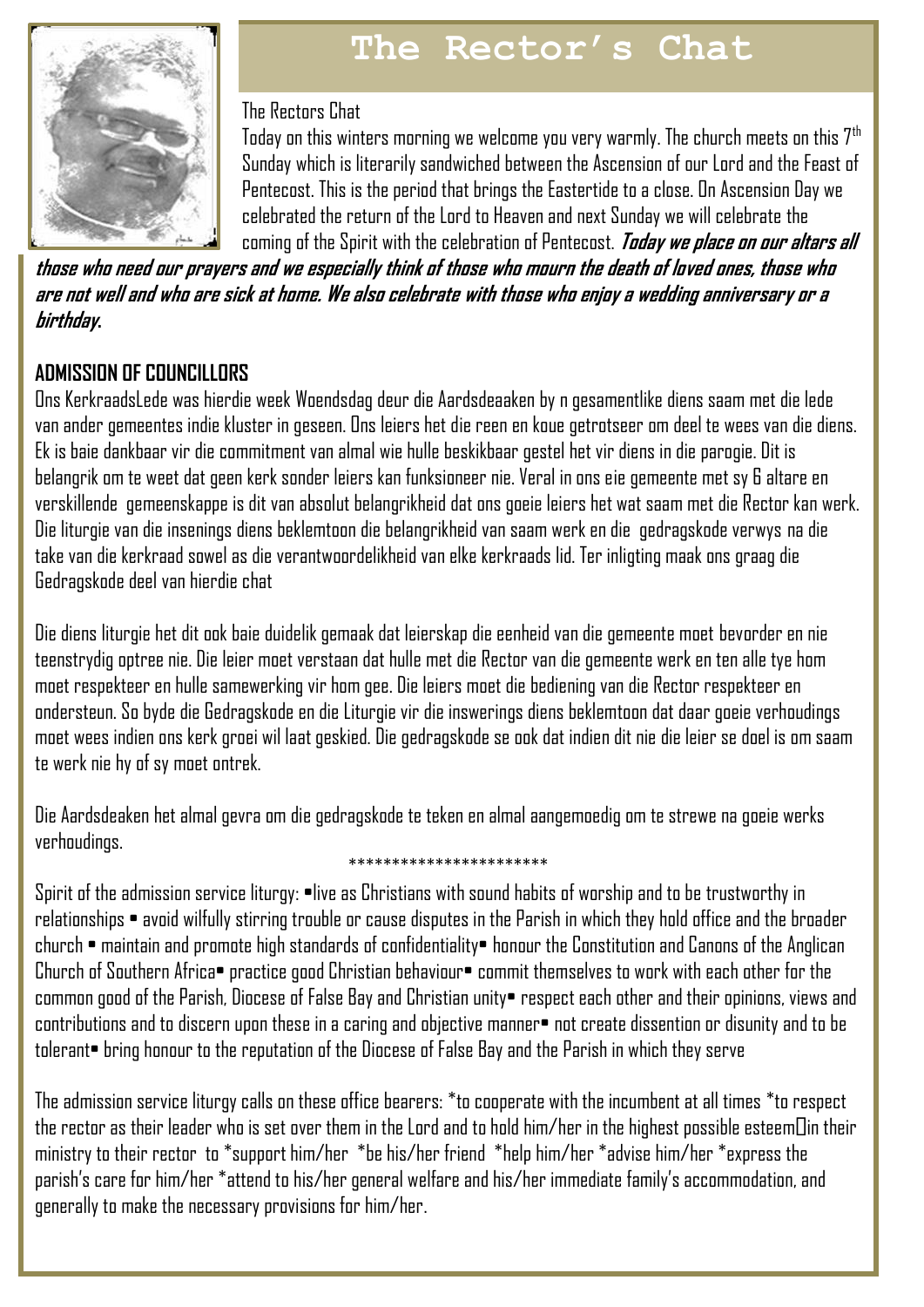// The Rector's Chat

The Rectors Chat

Today on this winters morning we welcome you very warmly. The church meets on this 7th Sunday which is literarily sandwiched between the Ascension of our Lord and the Feast of Pentecost. This is the period that brings the Eastertide to a close. On Ascension Day we celebrated the return of the Lord to Heaven and next Sunday we will celebrate the coming of the Spirit with the celebration of Pentecost. ***Today we place on our altars all those who need our prayers and we especially think of those who mourn the death of loved ones, those who are not well and who are sick at home. We also celebrate with those who enjoy a wedding anniversary or a birthday.***

## ADMISSION OF COUNCILLORS

Ons KerkraadsLede was hierdie week Woendsdag deur die Aardsdeaaken by n gesamentlike diens saam met die lede van ander gemeentes indie kluster in geseen. Ons leiers het die reen en koue getrotseer om deel te wees van die diens. Ek is baie dankbaar vir die commitment van almal wie hulle beskikbaar gestel het vir diens in die parogie. Dit is belangrik om te weet dat geen kerk sonder leiers kan funksioneer nie. Veral in ons eie gemeente met sy 6 altare en verskillende gemeenskappe is dit van absolut belangrikheid dat ons goeie leiers het wat saam met die Rector kan werk. Die liturgie van die insenings diens beklemtoon die belangrikheid van saam werk en die gedragskode verwys na die take van die kerkraad sowel as die verantwoordelikheid van elke kerkraads lid. Ter inligting maak ons graag die Gedragskode deel van hierdie chat

Die diens liturgie het dit ook baie duidelik gemaak dat leierskap die eenheid van die gemeente moet bevorder en nie teenstrydig optree nie. Die leier moet verstaan dat hulle met die Rector van die gemeente werk en ten alle tye hom moet respekteer en hulle samewerking vir hom gee. Die leiers moet die bediening van die Rector respekteer en ondersteun. So byde die Gedragskode en die Liturgie vir die inswerings diens beklemtoon dat daar goeie verhoudings moet wees indien ons kerk groei wil laat geskied. Die gedragskode se ook dat indien dit nie die leier se doel is om saam te werk nie hy of sy moet ontrek.

Die Aardsdeaken het almal gevra om die gedragskode te teken en almal aangemoedig om te strewe na goeie werks verhoudings.

\*\*\*\*\*\*\*\*\*\*\*\*\*\*\*\*\*\*\*\*\*\*\*

Spirit of the admission service liturgy: •live as Christians with sound habits of worship and to be trustworthy in relationships • avoid wilfully stirring trouble or cause disputes in the Parish in which they hold office and the broader church • maintain and promote high standards of confidentiality• honour the Constitution and Canons of the Anglican Church of Southern Africa• practice good Christian behaviour• commit themselves to work with each other for the common good of the Parish, Diocese of False Bay and Christian unity• respect each other and their opinions, views and contributions and to discern upon these in a caring and objective manner• not create dissention or disunity and to be tolerant• bring honour to the reputation of the Diocese of False Bay and the Parish in which they serve

The admission service liturgy calls on these office bearers: \*to cooperate with the incumbent at all times \*to respect the rector as their leader who is set over them in the Lord and to hold him/her in the highest possible esteem in their ministry to their rector to \*support him/her \*be his/her friend \*help him/her \*advise him/her \*express the parish's care for him/her \*attend to his/her general welfare and his/her immediate family's accommodation, and generally to make the necessary provisions for him/her.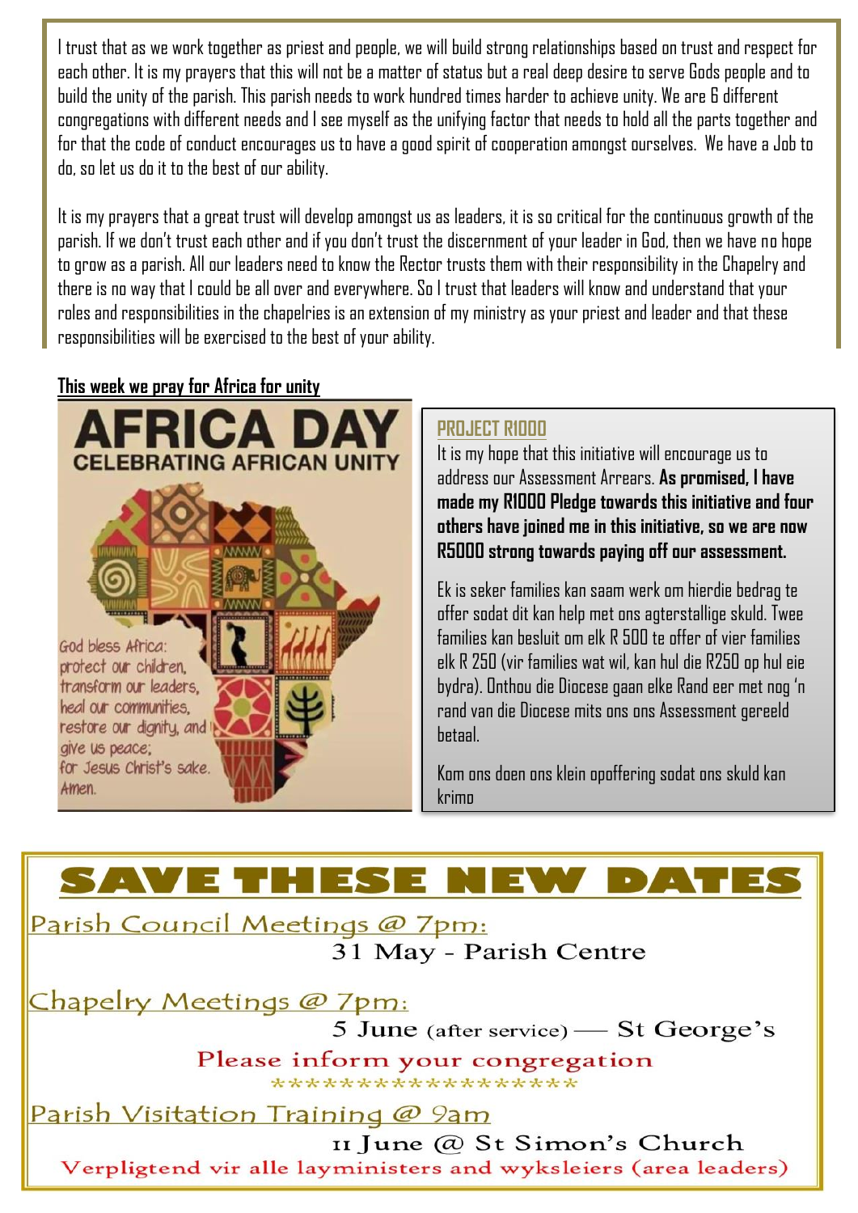I trust that as we work together as priest and people, we will build strong relationships based on trust and respect for each other. It is my prayers that this will not be a matter of status but a real deep desire to serve Gods people and to build the unity of the parish. This parish needs to work hundred times harder to achieve unity. We are 6 different congregations with different needs and I see myself as the unifying factor that needs to hold all the parts together and for that the code of conduct encourages us to have a good spirit of cooperation amongst ourselves. We have a Job to do, so let us do it to the best of our ability.

It is my prayers that a great trust will develop amongst us as leaders, it is so critical for the continuous growth of the parish. If we don't trust each other and if you don't trust the discernment of your leader in God, then we have no hope to grow as a parish. All our leaders need to know the Rector trusts them with their responsibility in the Chapelry and there is no way that I could be all over and everywhere. So I trust that leaders will know and understand that your roles and responsibilities in the chapelries is an extension of my ministry as your priest and leader and that these responsibilities will be exercised to the best of your ability.

**This week we pray for Africa for unity**

AFRICA DAY
CELEBRATING AFRICAN UNITY

God bless Africa:
protect our children,
transform our leaders,
heal our communities,
restore our dignity, and
give us peace;
for Jesus Christ's sake.
Amen.

## PROJECT R1000

It is my hope that this initiative will encourage us to address our Assessment Arrears. **As promised, I have made my R1000 Pledge towards this initiative and four others have joined me in this initiative, so we are now R5000 strong towards paying off our assessment.**

Ek is seker families kan saam werk om hierdie bedrag te offer sodat dit kan help met ons agterstallige skuld. Twee families kan besluit om elk R 500 te offer of vier families elk R 250 (vir families wat wil, kan hul die R250 op hul eie bydra). Onthou die Diocese gaan elke Rand eer met nog 'n rand van die Diocese mits ons ons Assessment gereeld betaal.

Kom ons doen ons klein opoffering sodat ons skuld kan krimp

# SAVE THESE NEW DATES

Parish Council Meetings @ 7pm:

31 May - Parish Centre

Chapelry Meetings @ 7pm:

5 June (after service) — St George's

Please inform your congregation

*******************

Parish Visitation Training @ 9am

11 June @ St Simon's Church

Verpligtend vir alle layministers and wyksleiers (area leaders)